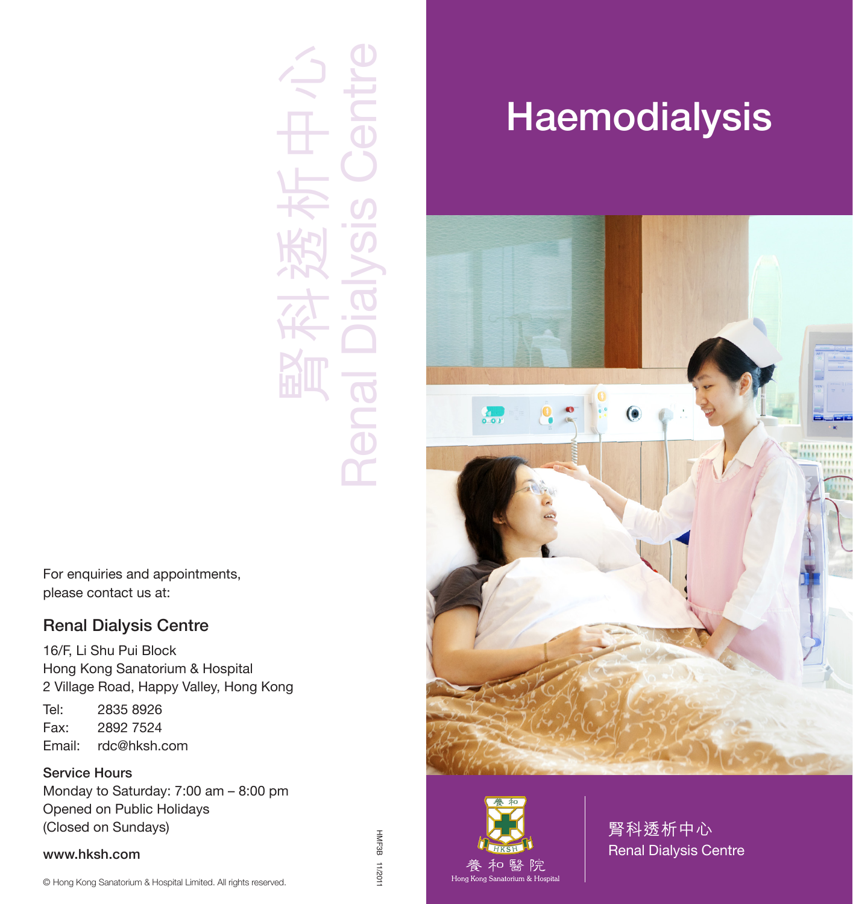# Haemodialysis

腎科透析中心
Renal Dialysis Centre

養和醫院
Hong Kong Sanatorium & Hospital

腎科透析中心
Renal Dialysis Centre

For enquiries and appointments, please contact us at:

## Renal Dialysis Centre

16/F, Li Shu Pui Block
Hong Kong Sanatorium & Hospital
2 Village Road, Happy Valley, Hong Kong

Tel: 2835 8926
Fax: 2892 7524
Email: rdc@hksh.com

**Service Hours**
Monday to Saturday: 7:00 am – 8:00 pm
Opened on Public Holidays
(Closed on Sundays)

**www.hksh.com**

© Hong Kong Sanatorium & Hospital Limited. All rights reserved.

HMF3B 11/2011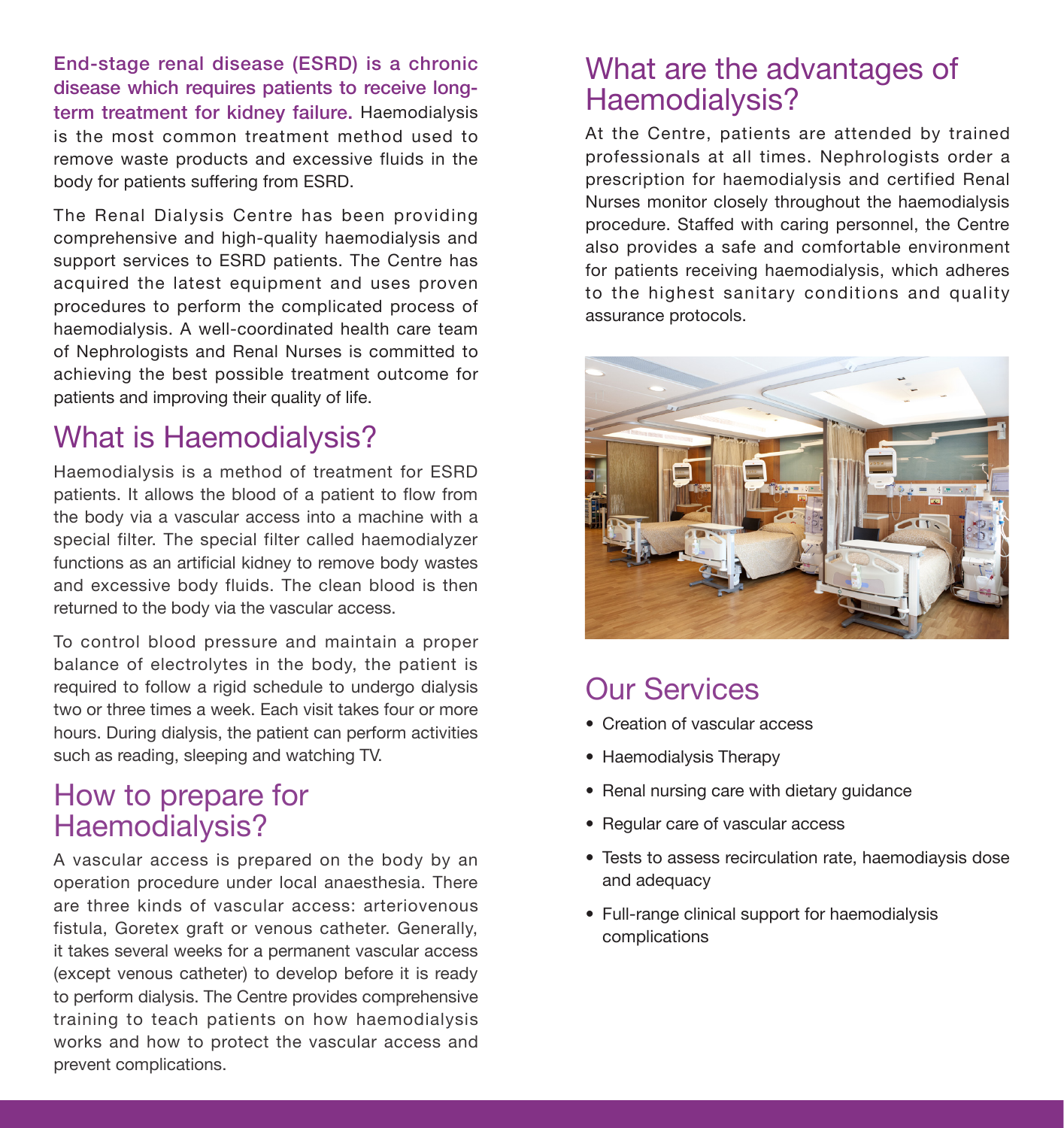**End-stage renal disease (ESRD) is a chronic disease which requires patients to receive long-term treatment for kidney failure.** Haemodialysis is the most common treatment method used to remove waste products and excessive fluids in the body for patients suffering from ESRD.

The Renal Dialysis Centre has been providing comprehensive and high-quality haemodialysis and support services to ESRD patients. The Centre has acquired the latest equipment and uses proven procedures to perform the complicated process of haemodialysis. A well-coordinated health care team of Nephrologists and Renal Nurses is committed to achieving the best possible treatment outcome for patients and improving their quality of life.

## What is Haemodialysis?

Haemodialysis is a method of treatment for ESRD patients. It allows the blood of a patient to flow from the body via a vascular access into a machine with a special filter. The special filter called haemodialyzer functions as an artificial kidney to remove body wastes and excessive body fluids. The clean blood is then returned to the body via the vascular access.

To control blood pressure and maintain a proper balance of electrolytes in the body, the patient is required to follow a rigid schedule to undergo dialysis two or three times a week. Each visit takes four or more hours. During dialysis, the patient can perform activities such as reading, sleeping and watching TV.

## How to prepare for Haemodialysis?

A vascular access is prepared on the body by an operation procedure under local anaesthesia. There are three kinds of vascular access: arteriovenous fistula, Goretex graft or venous catheter. Generally, it takes several weeks for a permanent vascular access (except venous catheter) to develop before it is ready to perform dialysis. The Centre provides comprehensive training to teach patients on how haemodialysis works and how to protect the vascular access and prevent complications.

## What are the advantages of Haemodialysis?

At the Centre, patients are attended by trained professionals at all times. Nephrologists order a prescription for haemodialysis and certified Renal Nurses monitor closely throughout the haemodialysis procedure. Staffed with caring personnel, the Centre also provides a safe and comfortable environment for patients receiving haemodialysis, which adheres to the highest sanitary conditions and quality assurance protocols.

## Our Services

- Creation of vascular access
- Haemodialysis Therapy
- Renal nursing care with dietary guidance
- Regular care of vascular access
- Tests to assess recirculation rate, haemodiaysis dose and adequacy
- Full-range clinical support for haemodialysis complications